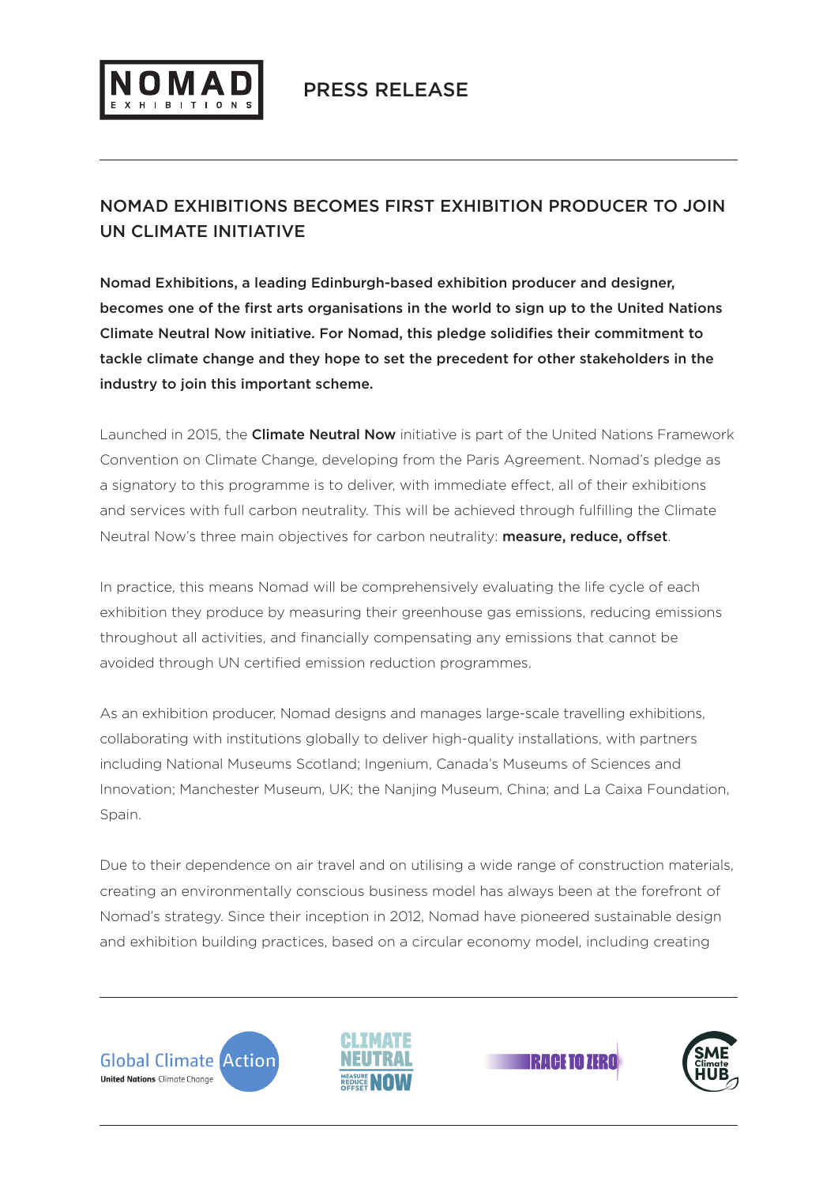PRESS RELEASE

# NOMAD EXHIBITIONS BECOMES FIRST EXHIBITION PRODUCER TO JOIN UN CLIMATE INITIATIVE

**Nomad Exhibitions, a leading Edinburgh-based exhibition producer and designer, becomes one of the first arts organisations in the world to sign up to the United Nations Climate Neutral Now initiative. For Nomad, this pledge solidifies their commitment to tackle climate change and they hope to set the precedent for other stakeholders in the industry to join this important scheme.**

Launched in 2015, the **Climate Neutral Now** initiative is part of the United Nations Framework Convention on Climate Change, developing from the Paris Agreement. Nomad's pledge as a signatory to this programme is to deliver, with immediate effect, all of their exhibitions and services with full carbon neutrality. This will be achieved through fulfilling the Climate Neutral Now's three main objectives for carbon neutrality: **measure, reduce, offset**.

In practice, this means Nomad will be comprehensively evaluating the life cycle of each exhibition they produce by measuring their greenhouse gas emissions, reducing emissions throughout all activities, and financially compensating any emissions that cannot be avoided through UN certified emission reduction programmes.

As an exhibition producer, Nomad designs and manages large-scale travelling exhibitions, collaborating with institutions globally to deliver high-quality installations, with partners including National Museums Scotland; Ingenium, Canada's Museums of Sciences and Innovation; Manchester Museum, UK; the Nanjing Museum, China; and La Caixa Foundation, Spain.

Due to their dependence on air travel and on utilising a wide range of construction materials, creating an environmentally conscious business model has always been at the forefront of Nomad's strategy. Since their inception in 2012, Nomad have pioneered sustainable design and exhibition building practices, based on a circular economy model, including creating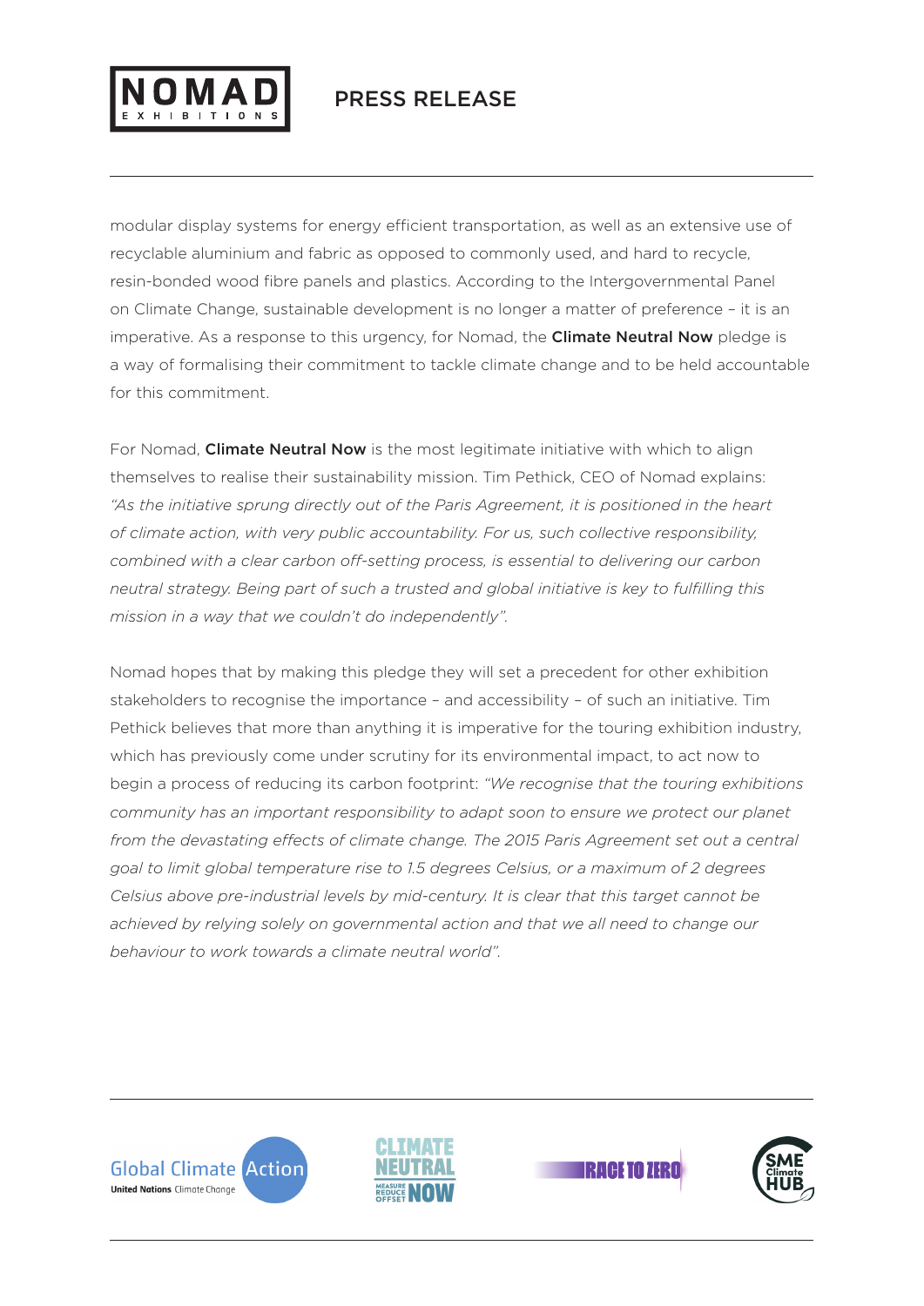modular display systems for energy efficient transportation, as well as an extensive use of recyclable aluminium and fabric as opposed to commonly used, and hard to recycle, resin-bonded wood fibre panels and plastics. According to the Intergovernmental Panel on Climate Change, sustainable development is no longer a matter of preference – it is an imperative. As a response to this urgency, for Nomad, the **Climate Neutral Now** pledge is a way of formalising their commitment to tackle climate change and to be held accountable for this commitment.

For Nomad, **Climate Neutral Now** is the most legitimate initiative with which to align themselves to realise their sustainability mission. Tim Pethick, CEO of Nomad explains: *"As the initiative sprung directly out of the Paris Agreement, it is positioned in the heart of climate action, with very public accountability. For us, such collective responsibility, combined with a clear carbon off-setting process, is essential to delivering our carbon neutral strategy. Being part of such a trusted and global initiative is key to fulfilling this mission in a way that we couldn't do independently".*

Nomad hopes that by making this pledge they will set a precedent for other exhibition stakeholders to recognise the importance – and accessibility – of such an initiative. Tim Pethick believes that more than anything it is imperative for the touring exhibition industry, which has previously come under scrutiny for its environmental impact, to act now to begin a process of reducing its carbon footprint: *"We recognise that the touring exhibitions community has an important responsibility to adapt soon to ensure we protect our planet from the devastating effects of climate change. The 2015 Paris Agreement set out a central goal to limit global temperature rise to 1.5 degrees Celsius, or a maximum of 2 degrees Celsius above pre-industrial levels by mid-century. It is clear that this target cannot be achieved by relying solely on governmental action and that we all need to change our behaviour to work towards a climate neutral world".*